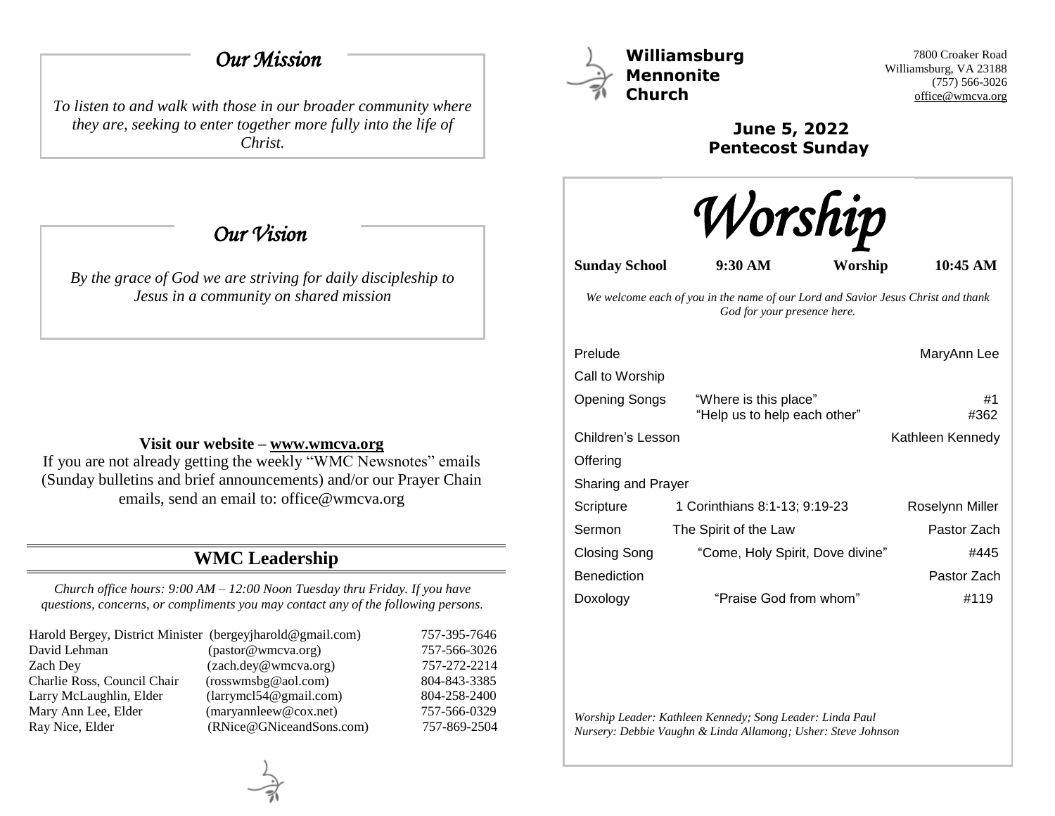## *Our Mission*

*To listen to and walk with those in our broader community where they are, seeking to enter together more fully into the life of Christ.*

## *Our Vision*

*By the grace of God we are striving for daily discipleship to Jesus in a community on shared mission*

**Visit our website – www.wmcva.org**

If you are not already getting the weekly "WMC Newsnotes" emails (Sunday bulletins and brief announcements) and/or our Prayer Chain emails, send an email to: office@wmcva.org

## WMC Leadership

*Church office hours: 9:00 AM – 12:00 Noon Tuesday thru Friday. If you have questions, concerns, or compliments you may contact any of the following persons.*

| | | |
|---|---|---|
| Harold Bergey, District Minister | (bergeyjharold@gmail.com) | 757-395-7646 |
| David Lehman | (pastor@wmcva.org) | 757-566-3026 |
| Zach Dey | (zach.dey@wmcva.org) | 757-272-2214 |
| Charlie Ross, Council Chair | (rosswmsbg@aol.com) | 804-843-3385 |
| Larry McLaughlin, Elder | (larrymcl54@gmail.com) | 804-258-2400 |
| Mary Ann Lee, Elder | (maryannleew@cox.net) | 757-566-0329 |
| Ray Nice, Elder | (RNice@GNiceandSons.com) | 757-869-2504 |

# Williamsburg Mennonite Church

7800 Croaker Road
Williamsburg, VA 23188
(757) 566-3026
office@wmcva.org

**June 5, 2022**
**Pentecost Sunday**

# *Worship*

**Sunday School 9:30 AM Worship 10:45 AM**

*We welcome each of you in the name of our Lord and Savior Jesus Christ and thank God for your presence here.*

| | | |
|---|---|---|
| Prelude | | MaryAnn Lee |
| Call to Worship | | |
| Opening Songs | "Where is this place"<br>"Help us to help each other" | #1<br>#362 |
| Children's Lesson | | Kathleen Kennedy |
| Offering | | |
| Sharing and Prayer | | |
| Scripture | 1 Corinthians 8:1-13; 9:19-23 | Roselynn Miller |
| Sermon | The Spirit of the Law | Pastor Zach |
| Closing Song | "Come, Holy Spirit, Dove divine" | #445 |
| Benediction | | Pastor Zach |
| Doxology | "Praise God from whom" | #119 |

*Worship Leader: Kathleen Kennedy; Song Leader: Linda Paul*
*Nursery: Debbie Vaughn & Linda Allamong; Usher: Steve Johnson*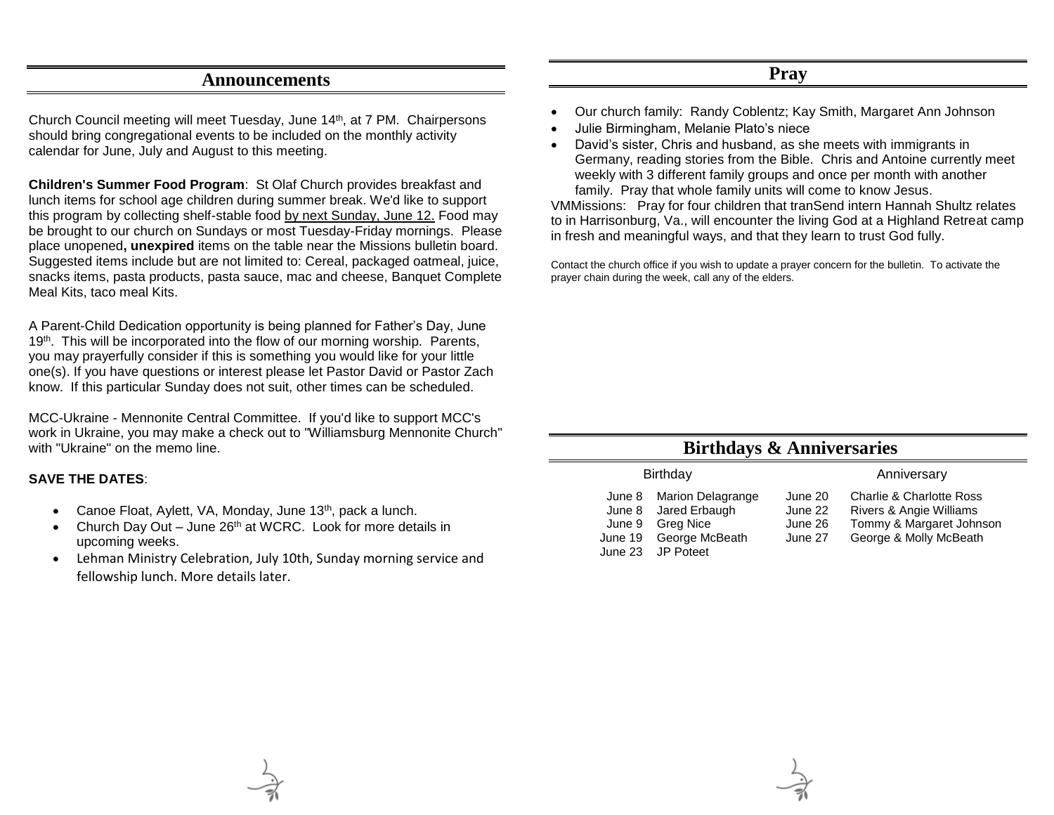## Announcements

Church Council meeting will meet Tuesday, June 14th, at 7 PM. Chairpersons should bring congregational events to be included on the monthly activity calendar for June, July and August to this meeting.

**Children's Summer Food Program**: St Olaf Church provides breakfast and lunch items for school age children during summer break. We'd like to support this program by collecting shelf-stable food by next Sunday, June 12. Food may be brought to our church on Sundays or most Tuesday-Friday mornings. Please place unopened**, unexpired** items on the table near the Missions bulletin board. Suggested items include but are not limited to: Cereal, packaged oatmeal, juice, snacks items, pasta products, pasta sauce, mac and cheese, Banquet Complete Meal Kits, taco meal Kits.

A Parent-Child Dedication opportunity is being planned for Father's Day, June 19th. This will be incorporated into the flow of our morning worship. Parents, you may prayerfully consider if this is something you would like for your little one(s). If you have questions or interest please let Pastor David or Pastor Zach know. If this particular Sunday does not suit, other times can be scheduled.

MCC-Ukraine - Mennonite Central Committee. If you'd like to support MCC's work in Ukraine, you may make a check out to "Williamsburg Mennonite Church" with "Ukraine" on the memo line.

**SAVE THE DATES**:

- Canoe Float, Aylett, VA, Monday, June 13th, pack a lunch.
- Church Day Out – June 26th at WCRC. Look for more details in upcoming weeks.
- Lehman Ministry Celebration, July 10th, Sunday morning service and fellowship lunch. More details later.

## Pray

- Our church family: Randy Coblentz; Kay Smith, Margaret Ann Johnson
- Julie Birmingham, Melanie Plato's niece
- David's sister, Chris and husband, as she meets with immigrants in Germany, reading stories from the Bible. Chris and Antoine currently meet weekly with 3 different family groups and once per month with another family. Pray that whole family units will come to know Jesus.

VMMissions: Pray for four children that tranSend intern Hannah Shultz relates to in Harrisonburg, Va., will encounter the living God at a Highland Retreat camp in fresh and meaningful ways, and that they learn to trust God fully.

Contact the church office if you wish to update a prayer concern for the bulletin. To activate the prayer chain during the week, call any of the elders.

## Birthdays & Anniversaries

| Birthday | | Anniversary | |
|---|---|---|---|
| June 8 | Marion Delagrange | June 20 | Charlie & Charlotte Ross |
| June 8 | Jared Erbaugh | June 22 | Rivers & Angie Williams |
| June 9 | Greg Nice | June 26 | Tommy & Margaret Johnson |
| June 19 | George McBeath | June 27 | George & Molly McBeath |
| June 23 | JP Poteet | | |